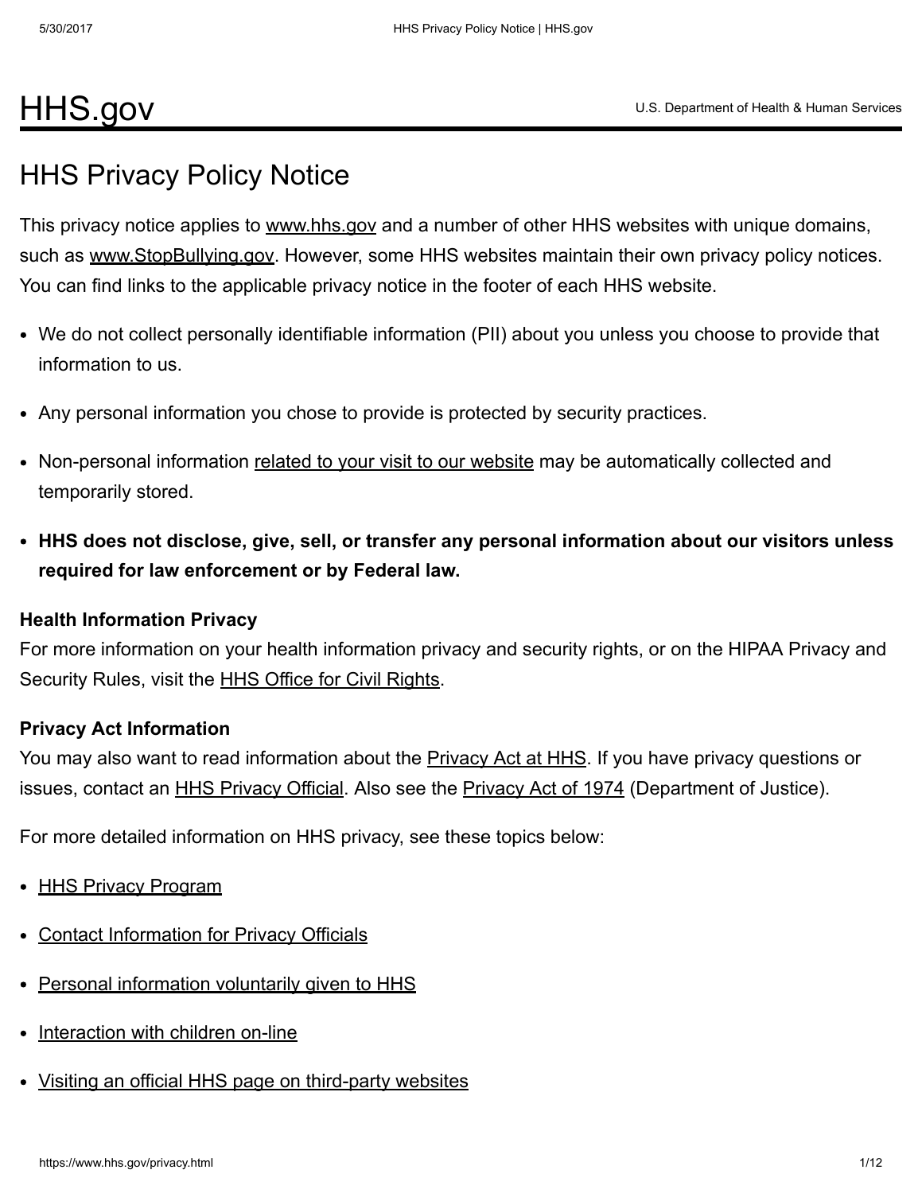# HHS.gov

U.S. Department of Health & Human Services

## HHS Privacy Policy Notice

This privacy notice applies to www.hhs.gov and a number of other HHS websites with unique domains, such as www.StopBullying.gov. However, some HHS websites maintain their own privacy policy notices. You can find links to the applicable privacy notice in the footer of each HHS website.

- We do not collect personally identifiable information (PII) about you unless you choose to provide that information to us.
- Any personal information you chose to provide is protected by security practices.
- Non-personal information related to your visit to our website may be automatically collected and temporarily stored.
- **HHS does not disclose, give, sell, or transfer any personal information about our visitors unless required for law enforcement or by Federal law.**

**Health Information Privacy**

For more information on your health information privacy and security rights, or on the HIPAA Privacy and Security Rules, visit the HHS Office for Civil Rights.

**Privacy Act Information**

You may also want to read information about the Privacy Act at HHS. If you have privacy questions or issues, contact an HHS Privacy Official. Also see the Privacy Act of 1974 (Department of Justice).

For more detailed information on HHS privacy, see these topics below:

- HHS Privacy Program
- Contact Information for Privacy Officials
- Personal information voluntarily given to HHS
- Interaction with children on-line
- Visiting an official HHS page on third-party websites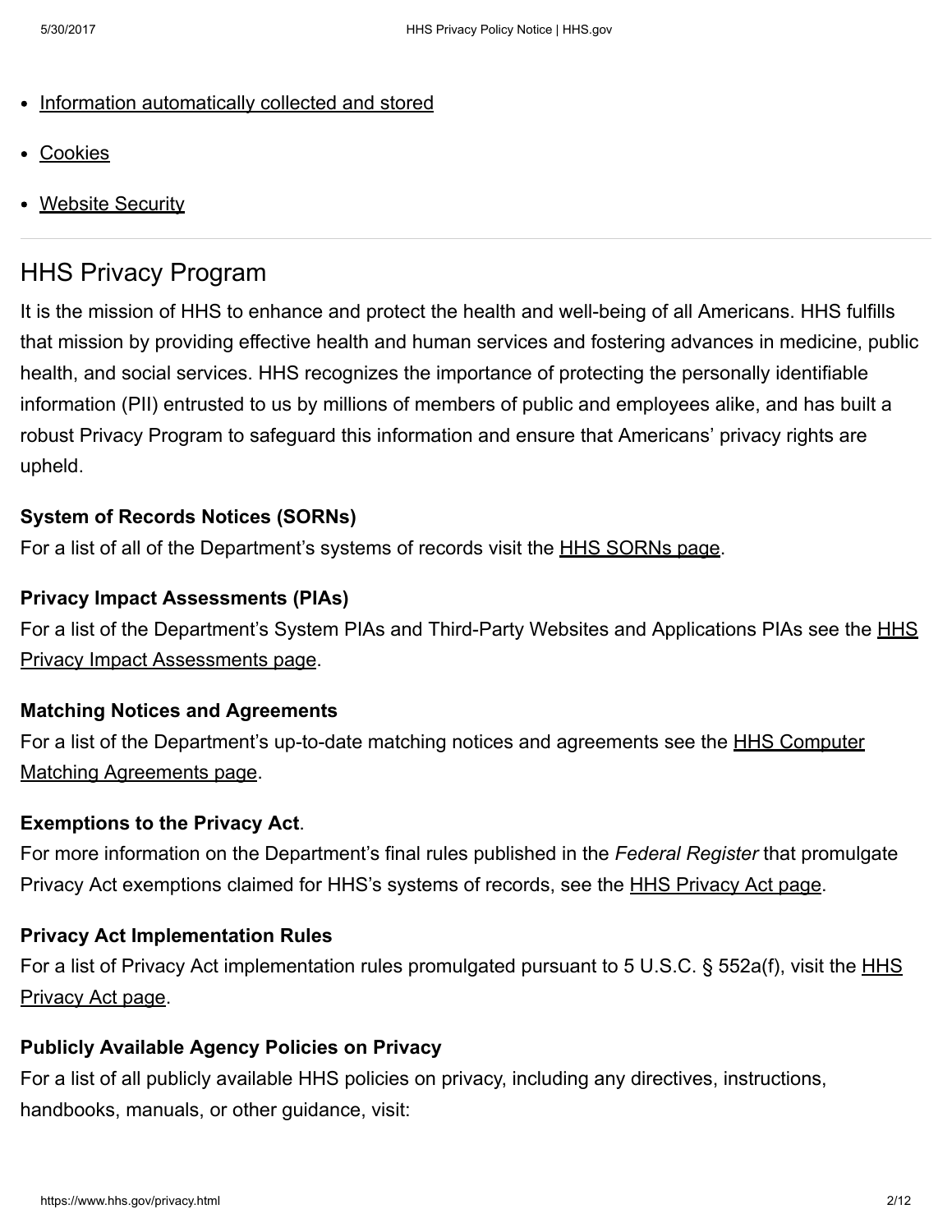- Information automatically collected and stored
- Cookies
- Website Security

## HHS Privacy Program

It is the mission of HHS to enhance and protect the health and well-being of all Americans. HHS fulfills that mission by providing effective health and human services and fostering advances in medicine, public health, and social services. HHS recognizes the importance of protecting the personally identifiable information (PII) entrusted to us by millions of members of public and employees alike, and has built a robust Privacy Program to safeguard this information and ensure that Americans' privacy rights are upheld.

**System of Records Notices (SORNs)**
For a list of all of the Department's systems of records visit the HHS SORNs page.

**Privacy Impact Assessments (PIAs)**
For a list of the Department's System PIAs and Third-Party Websites and Applications PIAs see the HHS Privacy Impact Assessments page.

**Matching Notices and Agreements**
For a list of the Department's up-to-date matching notices and agreements see the HHS Computer Matching Agreements page.

**Exemptions to the Privacy Act**.
For more information on the Department's final rules published in the *Federal Register* that promulgate Privacy Act exemptions claimed for HHS's systems of records, see the HHS Privacy Act page.

**Privacy Act Implementation Rules**
For a list of Privacy Act implementation rules promulgated pursuant to 5 U.S.C. § 552a(f), visit the HHS Privacy Act page.

**Publicly Available Agency Policies on Privacy**
For a list of all publicly available HHS policies on privacy, including any directives, instructions, handbooks, manuals, or other guidance, visit: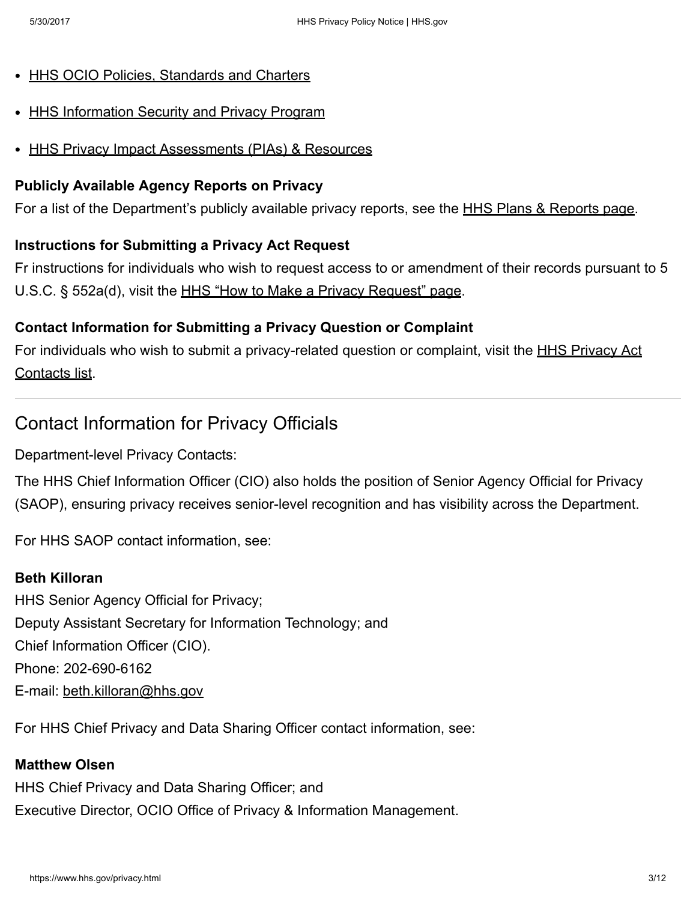- HHS OCIO Policies, Standards and Charters
- HHS Information Security and Privacy Program
- HHS Privacy Impact Assessments (PIAs) & Resources

**Publicly Available Agency Reports on Privacy**

For a list of the Department's publicly available privacy reports, see the HHS Plans & Reports page.

**Instructions for Submitting a Privacy Act Request**

Fr instructions for individuals who wish to request access to or amendment of their records pursuant to 5 U.S.C. § 552a(d), visit the HHS "How to Make a Privacy Request" page.

**Contact Information for Submitting a Privacy Question or Complaint**

For individuals who wish to submit a privacy-related question or complaint, visit the HHS Privacy Act Contacts list.

---

## Contact Information for Privacy Officials

Department-level Privacy Contacts:

The HHS Chief Information Officer (CIO) also holds the position of Senior Agency Official for Privacy (SAOP), ensuring privacy receives senior-level recognition and has visibility across the Department.

For HHS SAOP contact information, see:

**Beth Killoran**
HHS Senior Agency Official for Privacy;
Deputy Assistant Secretary for Information Technology; and
Chief Information Officer (CIO).
Phone: 202-690-6162
E-mail: beth.killoran@hhs.gov

For HHS Chief Privacy and Data Sharing Officer contact information, see:

**Matthew Olsen**
HHS Chief Privacy and Data Sharing Officer; and
Executive Director, OCIO Office of Privacy & Information Management.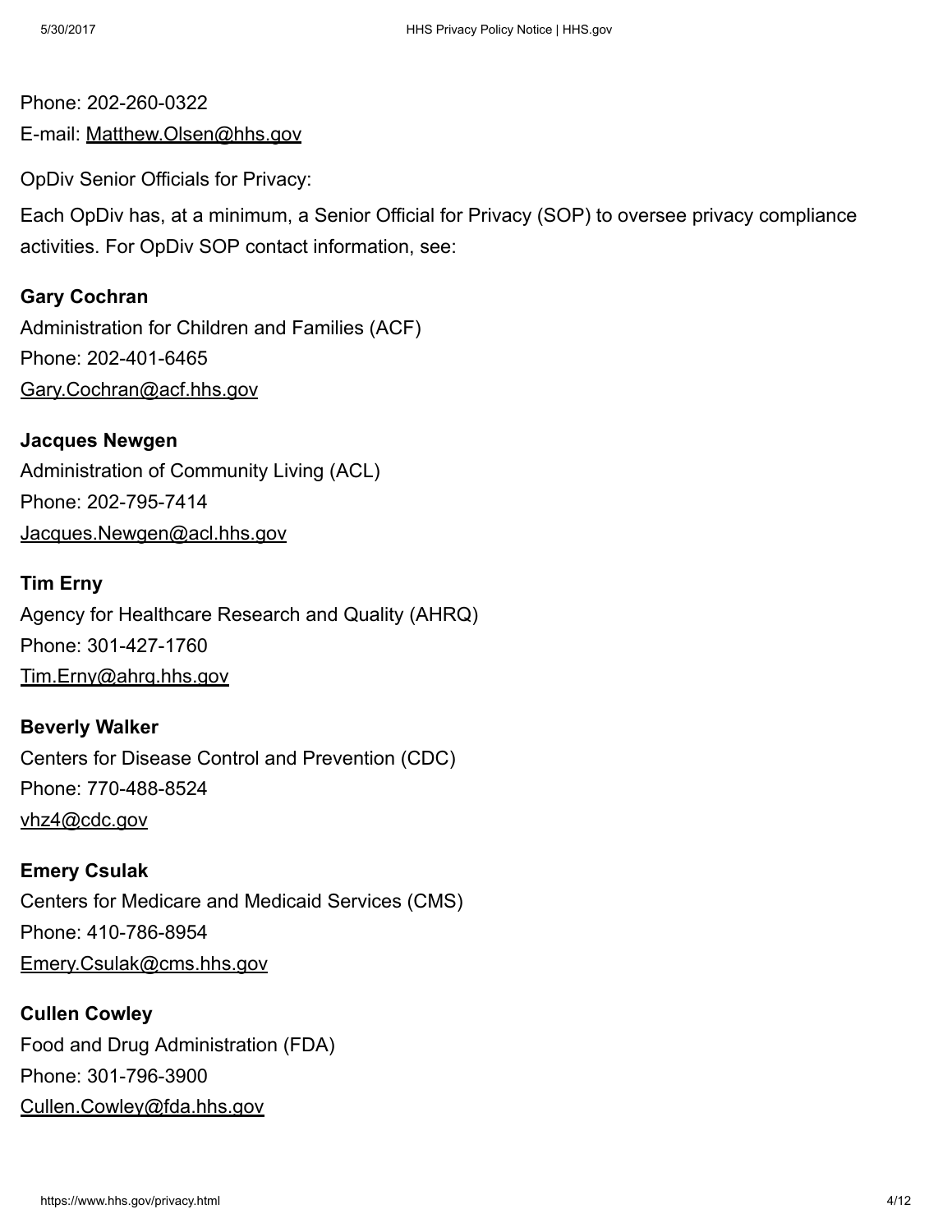Phone: 202-260-0322

E-mail: Matthew.Olsen@hhs.gov

OpDiv Senior Officials for Privacy:

Each OpDiv has, at a minimum, a Senior Official for Privacy (SOP) to oversee privacy compliance activities. For OpDiv SOP contact information, see:

**Gary Cochran**
Administration for Children and Families (ACF)
Phone: 202-401-6465
Gary.Cochran@acf.hhs.gov

**Jacques Newgen**
Administration of Community Living (ACL)
Phone: 202-795-7414
Jacques.Newgen@acl.hhs.gov

**Tim Erny**
Agency for Healthcare Research and Quality (AHRQ)
Phone: 301-427-1760
Tim.Erny@ahrq.hhs.gov

**Beverly Walker**
Centers for Disease Control and Prevention (CDC)
Phone: 770-488-8524
vhz4@cdc.gov

**Emery Csulak**
Centers for Medicare and Medicaid Services (CMS)
Phone: 410-786-8954
Emery.Csulak@cms.hhs.gov

**Cullen Cowley**
Food and Drug Administration (FDA)
Phone: 301-796-3900
Cullen.Cowley@fda.hhs.gov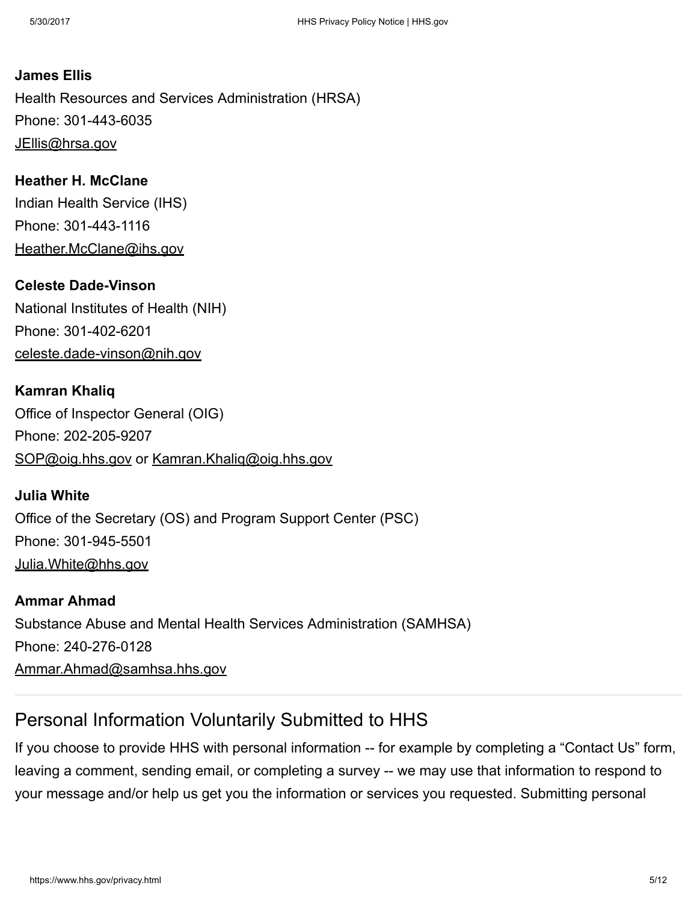**James Ellis**
Health Resources and Services Administration (HRSA)
Phone: 301-443-6035
JEllis@hrsa.gov

**Heather H. McClane**
Indian Health Service (IHS)
Phone: 301-443-1116
Heather.McClane@ihs.gov

**Celeste Dade-Vinson**
National Institutes of Health (NIH)
Phone: 301-402-6201
celeste.dade-vinson@nih.gov

**Kamran Khaliq**
Office of Inspector General (OIG)
Phone: 202-205-9207
SOP@oig.hhs.gov or Kamran.Khaliq@oig.hhs.gov

**Julia White**
Office of the Secretary (OS) and Program Support Center (PSC)
Phone: 301-945-5501
Julia.White@hhs.gov

**Ammar Ahmad**
Substance Abuse and Mental Health Services Administration (SAMHSA)
Phone: 240-276-0128
Ammar.Ahmad@samhsa.hhs.gov

---

## Personal Information Voluntarily Submitted to HHS

If you choose to provide HHS with personal information -- for example by completing a "Contact Us" form, leaving a comment, sending email, or completing a survey -- we may use that information to respond to your message and/or help us get you the information or services you requested. Submitting personal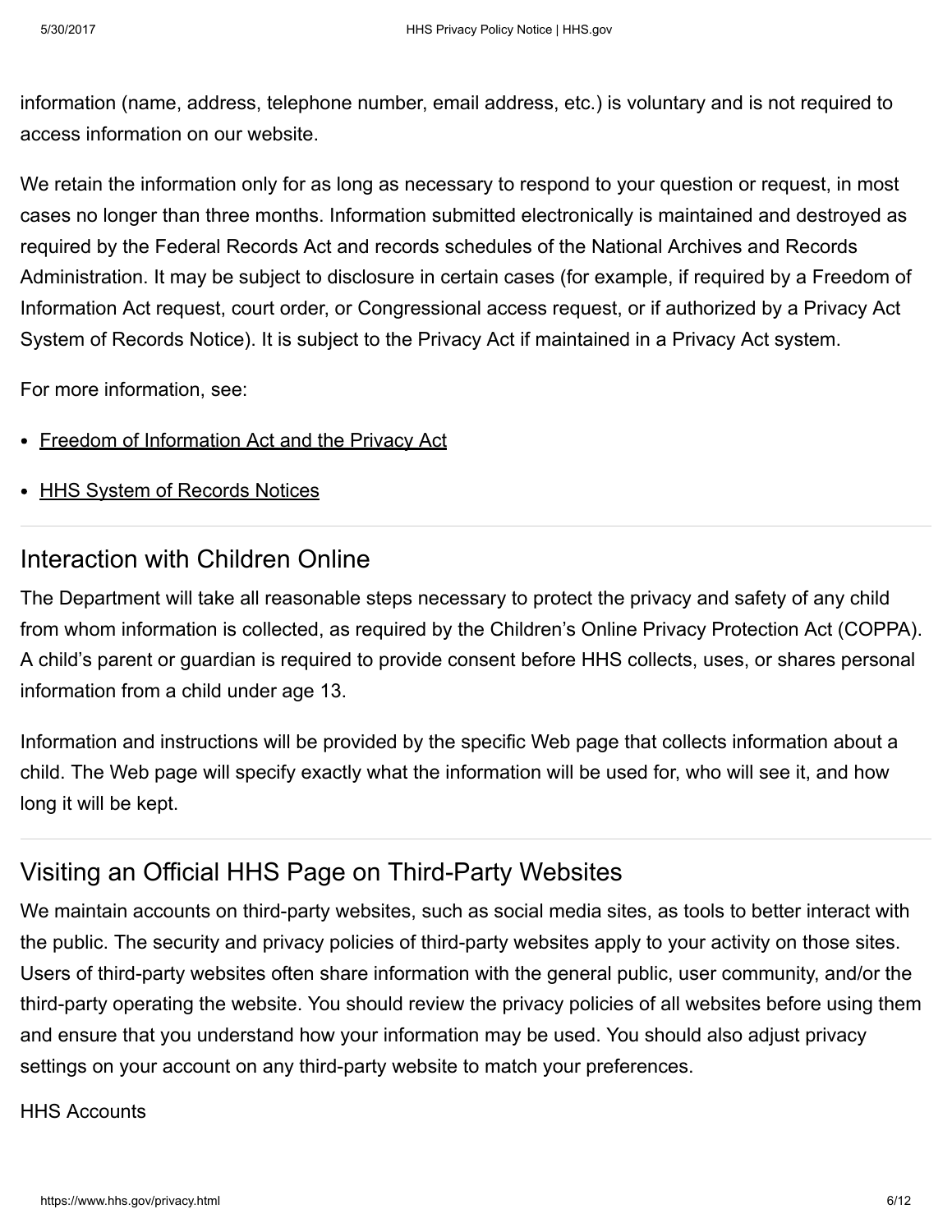information (name, address, telephone number, email address, etc.) is voluntary and is not required to access information on our website.

We retain the information only for as long as necessary to respond to your question or request, in most cases no longer than three months. Information submitted electronically is maintained and destroyed as required by the Federal Records Act and records schedules of the National Archives and Records Administration. It may be subject to disclosure in certain cases (for example, if required by a Freedom of Information Act request, court order, or Congressional access request, or if authorized by a Privacy Act System of Records Notice). It is subject to the Privacy Act if maintained in a Privacy Act system.

For more information, see:

- Freedom of Information Act and the Privacy Act
- HHS System of Records Notices

## Interaction with Children Online

The Department will take all reasonable steps necessary to protect the privacy and safety of any child from whom information is collected, as required by the Children's Online Privacy Protection Act (COPPA). A child's parent or guardian is required to provide consent before HHS collects, uses, or shares personal information from a child under age 13.

Information and instructions will be provided by the specific Web page that collects information about a child. The Web page will specify exactly what the information will be used for, who will see it, and how long it will be kept.

## Visiting an Official HHS Page on Third-Party Websites

We maintain accounts on third-party websites, such as social media sites, as tools to better interact with the public. The security and privacy policies of third-party websites apply to your activity on those sites. Users of third-party websites often share information with the general public, user community, and/or the third-party operating the website. You should review the privacy policies of all websites before using them and ensure that you understand how your information may be used. You should also adjust privacy settings on your account on any third-party website to match your preferences.

HHS Accounts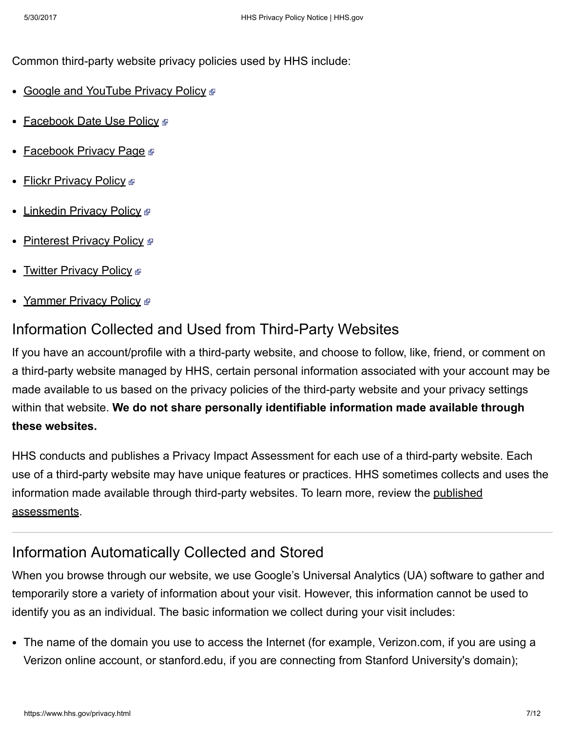Common third-party website privacy policies used by HHS include:

- Google and YouTube Privacy Policy
- Facebook Date Use Policy
- Facebook Privacy Page
- Flickr Privacy Policy
- Linkedin Privacy Policy
- Pinterest Privacy Policy
- Twitter Privacy Policy
- Yammer Privacy Policy

## Information Collected and Used from Third-Party Websites

If you have an account/profile with a third-party website, and choose to follow, like, friend, or comment on a third-party website managed by HHS, certain personal information associated with your account may be made available to us based on the privacy policies of the third-party website and your privacy settings within that website. **We do not share personally identifiable information made available through these websites.**

HHS conducts and publishes a Privacy Impact Assessment for each use of a third-party website. Each use of a third-party website may have unique features or practices. HHS sometimes collects and uses the information made available through third-party websites. To learn more, review the published assessments.

---

## Information Automatically Collected and Stored

When you browse through our website, we use Google's Universal Analytics (UA) software to gather and temporarily store a variety of information about your visit. However, this information cannot be used to identify you as an individual. The basic information we collect during your visit includes:

- The name of the domain you use to access the Internet (for example, Verizon.com, if you are using a Verizon online account, or stanford.edu, if you are connecting from Stanford University's domain);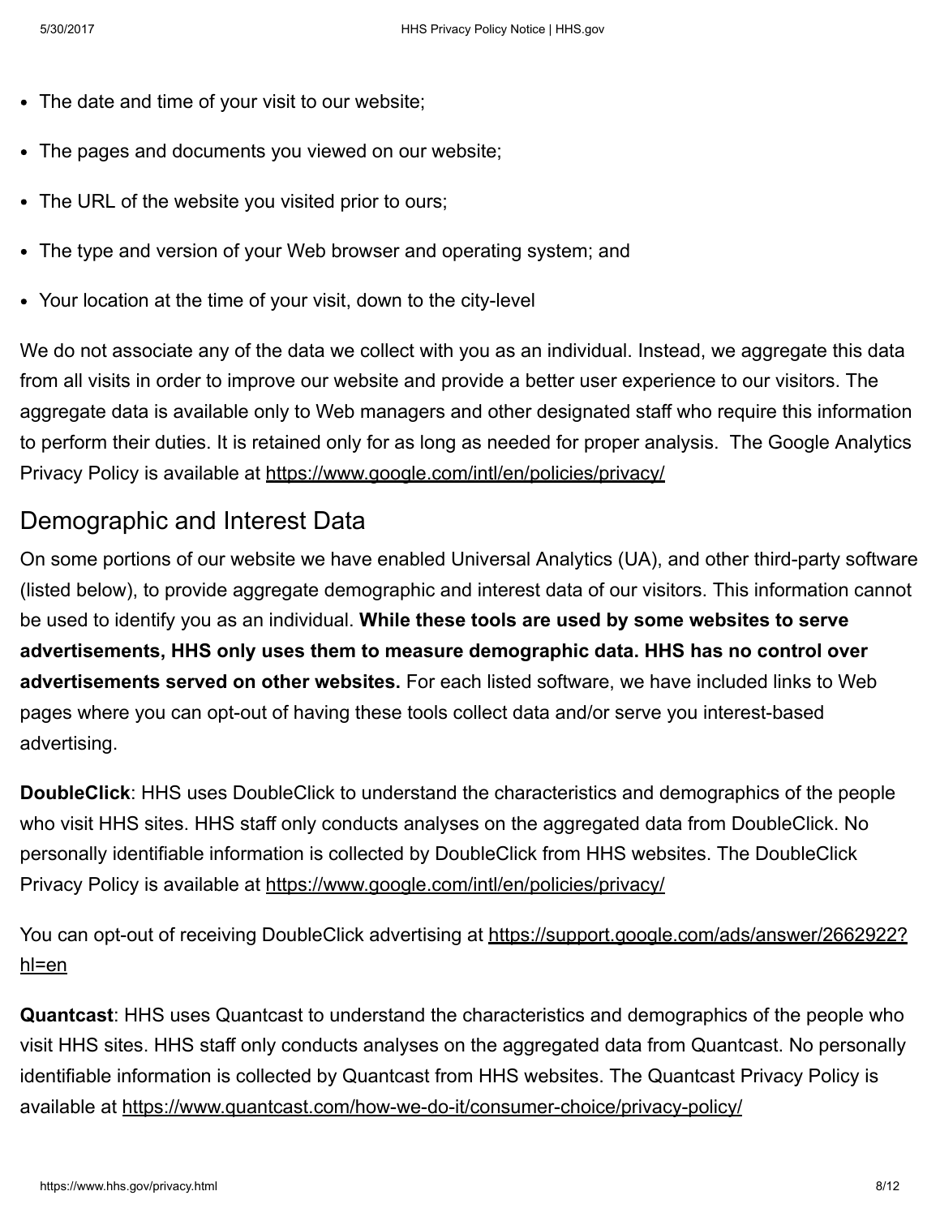- The date and time of your visit to our website;
- The pages and documents you viewed on our website;
- The URL of the website you visited prior to ours;
- The type and version of your Web browser and operating system; and
- Your location at the time of your visit, down to the city-level

We do not associate any of the data we collect with you as an individual. Instead, we aggregate this data from all visits in order to improve our website and provide a better user experience to our visitors. The aggregate data is available only to Web managers and other designated staff who require this information to perform their duties. It is retained only for as long as needed for proper analysis. The Google Analytics Privacy Policy is available at https://www.google.com/intl/en/policies/privacy/

## Demographic and Interest Data

On some portions of our website we have enabled Universal Analytics (UA), and other third-party software (listed below), to provide aggregate demographic and interest data of our visitors. This information cannot be used to identify you as an individual. **While these tools are used by some websites to serve advertisements, HHS only uses them to measure demographic data. HHS has no control over advertisements served on other websites.** For each listed software, we have included links to Web pages where you can opt-out of having these tools collect data and/or serve you interest-based advertising.

**DoubleClick**: HHS uses DoubleClick to understand the characteristics and demographics of the people who visit HHS sites. HHS staff only conducts analyses on the aggregated data from DoubleClick. No personally identifiable information is collected by DoubleClick from HHS websites. The DoubleClick Privacy Policy is available at https://www.google.com/intl/en/policies/privacy/

You can opt-out of receiving DoubleClick advertising at https://support.google.com/ads/answer/2662922?hl=en

**Quantcast**: HHS uses Quantcast to understand the characteristics and demographics of the people who visit HHS sites. HHS staff only conducts analyses on the aggregated data from Quantcast. No personally identifiable information is collected by Quantcast from HHS websites. The Quantcast Privacy Policy is available at https://www.quantcast.com/how-we-do-it/consumer-choice/privacy-policy/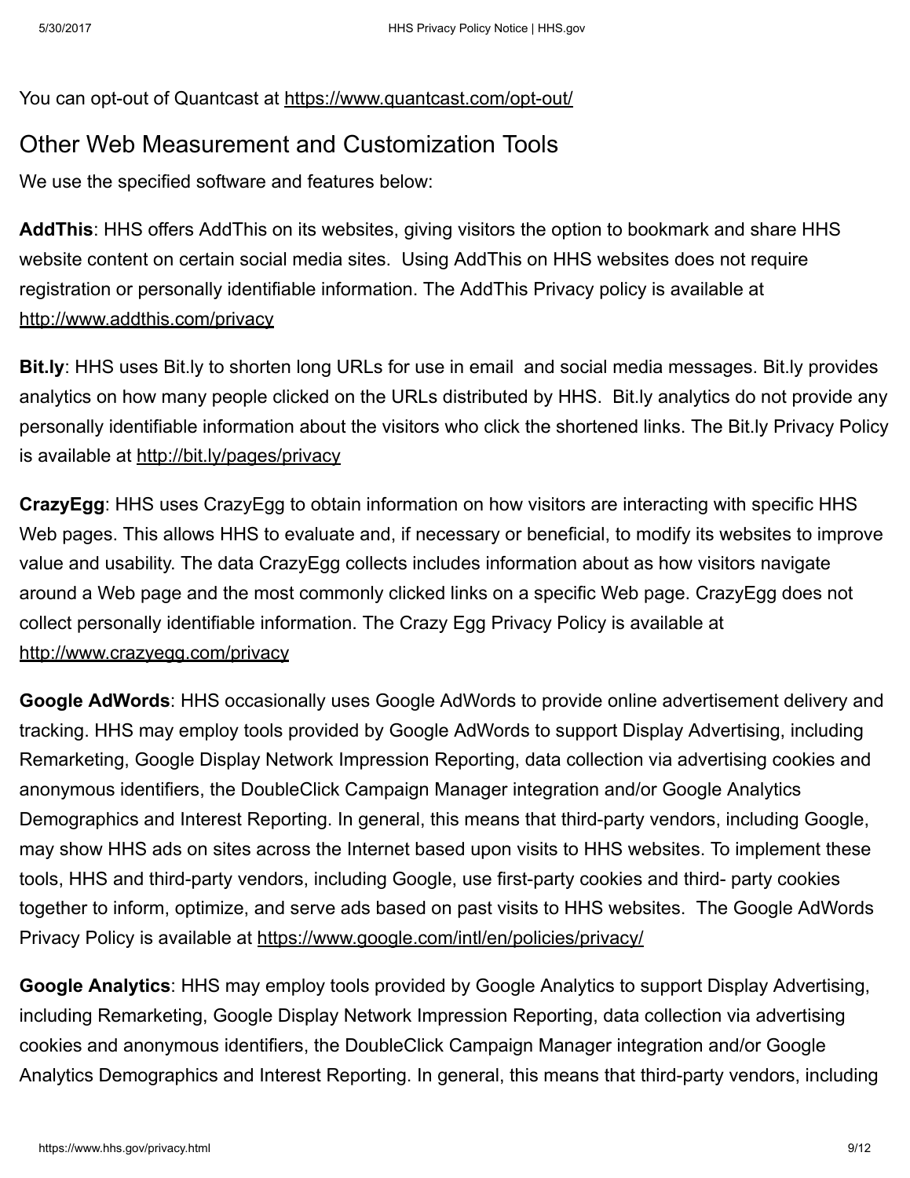You can opt-out of Quantcast at https://www.quantcast.com/opt-out/

## Other Web Measurement and Customization Tools

We use the specified software and features below:

**AddThis**: HHS offers AddThis on its websites, giving visitors the option to bookmark and share HHS website content on certain social media sites. Using AddThis on HHS websites does not require registration or personally identifiable information. The AddThis Privacy policy is available at http://www.addthis.com/privacy

**Bit.ly**: HHS uses Bit.ly to shorten long URLs for use in email and social media messages. Bit.ly provides analytics on how many people clicked on the URLs distributed by HHS. Bit.ly analytics do not provide any personally identifiable information about the visitors who click the shortened links. The Bit.ly Privacy Policy is available at http://bit.ly/pages/privacy

**CrazyEgg**: HHS uses CrazyEgg to obtain information on how visitors are interacting with specific HHS Web pages. This allows HHS to evaluate and, if necessary or beneficial, to modify its websites to improve value and usability. The data CrazyEgg collects includes information about as how visitors navigate around a Web page and the most commonly clicked links on a specific Web page. CrazyEgg does not collect personally identifiable information. The Crazy Egg Privacy Policy is available at http://www.crazyegg.com/privacy

**Google AdWords**: HHS occasionally uses Google AdWords to provide online advertisement delivery and tracking. HHS may employ tools provided by Google AdWords to support Display Advertising, including Remarketing, Google Display Network Impression Reporting, data collection via advertising cookies and anonymous identifiers, the DoubleClick Campaign Manager integration and/or Google Analytics Demographics and Interest Reporting. In general, this means that third-party vendors, including Google, may show HHS ads on sites across the Internet based upon visits to HHS websites. To implement these tools, HHS and third-party vendors, including Google, use first-party cookies and third- party cookies together to inform, optimize, and serve ads based on past visits to HHS websites. The Google AdWords Privacy Policy is available at https://www.google.com/intl/en/policies/privacy/

**Google Analytics**: HHS may employ tools provided by Google Analytics to support Display Advertising, including Remarketing, Google Display Network Impression Reporting, data collection via advertising cookies and anonymous identifiers, the DoubleClick Campaign Manager integration and/or Google Analytics Demographics and Interest Reporting. In general, this means that third-party vendors, including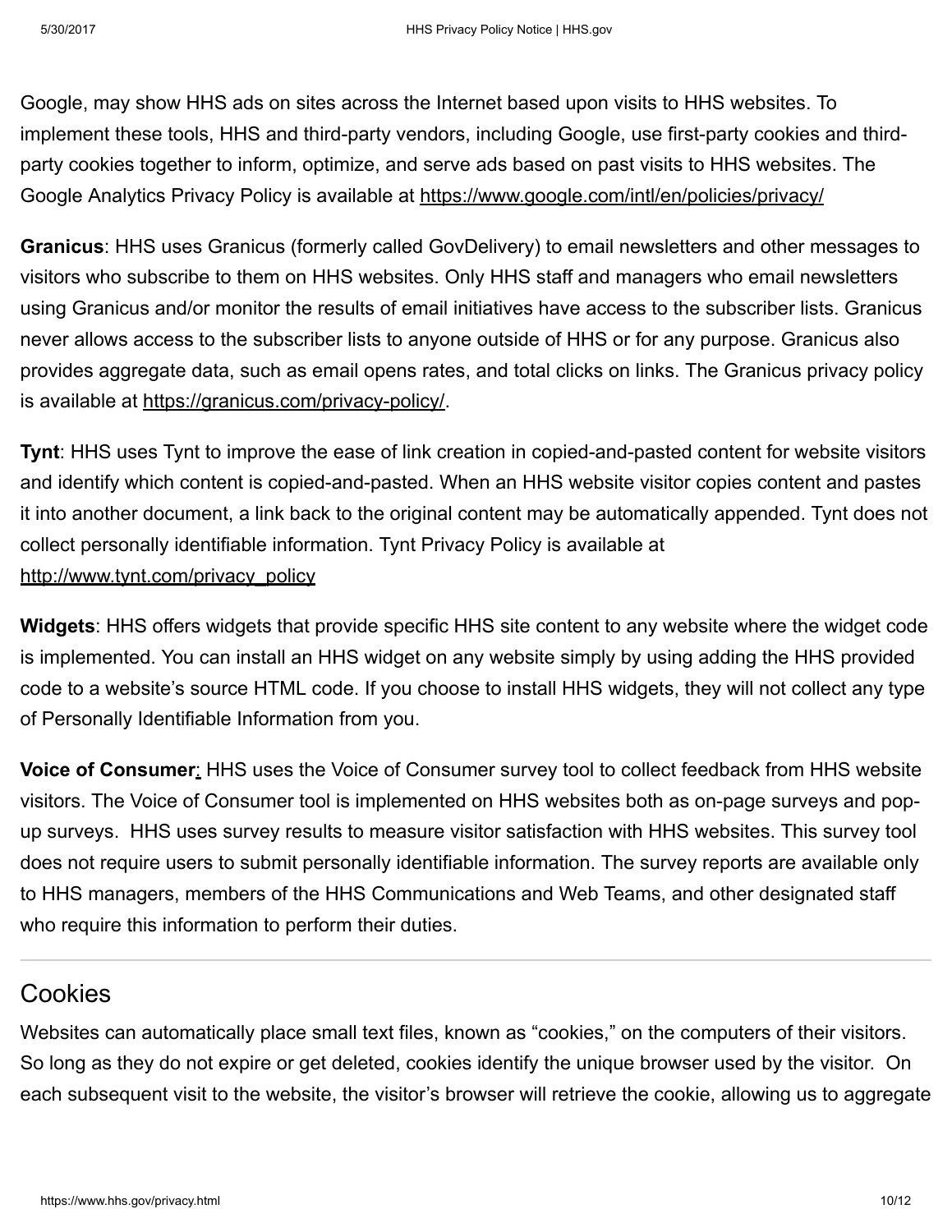Google, may show HHS ads on sites across the Internet based upon visits to HHS websites. To implement these tools, HHS and third-party vendors, including Google, use first-party cookies and third-party cookies together to inform, optimize, and serve ads based on past visits to HHS websites. The Google Analytics Privacy Policy is available at https://www.google.com/intl/en/policies/privacy/

**Granicus**: HHS uses Granicus (formerly called GovDelivery) to email newsletters and other messages to visitors who subscribe to them on HHS websites. Only HHS staff and managers who email newsletters using Granicus and/or monitor the results of email initiatives have access to the subscriber lists. Granicus never allows access to the subscriber lists to anyone outside of HHS or for any purpose. Granicus also provides aggregate data, such as email opens rates, and total clicks on links. The Granicus privacy policy is available at https://granicus.com/privacy-policy/.

**Tynt**: HHS uses Tynt to improve the ease of link creation in copied-and-pasted content for website visitors and identify which content is copied-and-pasted. When an HHS website visitor copies content and pastes it into another document, a link back to the original content may be automatically appended. Tynt does not collect personally identifiable information. Tynt Privacy Policy is available at http://www.tynt.com/privacy_policy

**Widgets**: HHS offers widgets that provide specific HHS site content to any website where the widget code is implemented. You can install an HHS widget on any website simply by using adding the HHS provided code to a website's source HTML code. If you choose to install HHS widgets, they will not collect any type of Personally Identifiable Information from you.

**Voice of Consumer**: HHS uses the Voice of Consumer survey tool to collect feedback from HHS website visitors. The Voice of Consumer tool is implemented on HHS websites both as on-page surveys and pop-up surveys. HHS uses survey results to measure visitor satisfaction with HHS websites. This survey tool does not require users to submit personally identifiable information. The survey reports are available only to HHS managers, members of the HHS Communications and Web Teams, and other designated staff who require this information to perform their duties.

## Cookies

Websites can automatically place small text files, known as "cookies," on the computers of their visitors. So long as they do not expire or get deleted, cookies identify the unique browser used by the visitor. On each subsequent visit to the website, the visitor's browser will retrieve the cookie, allowing us to aggregate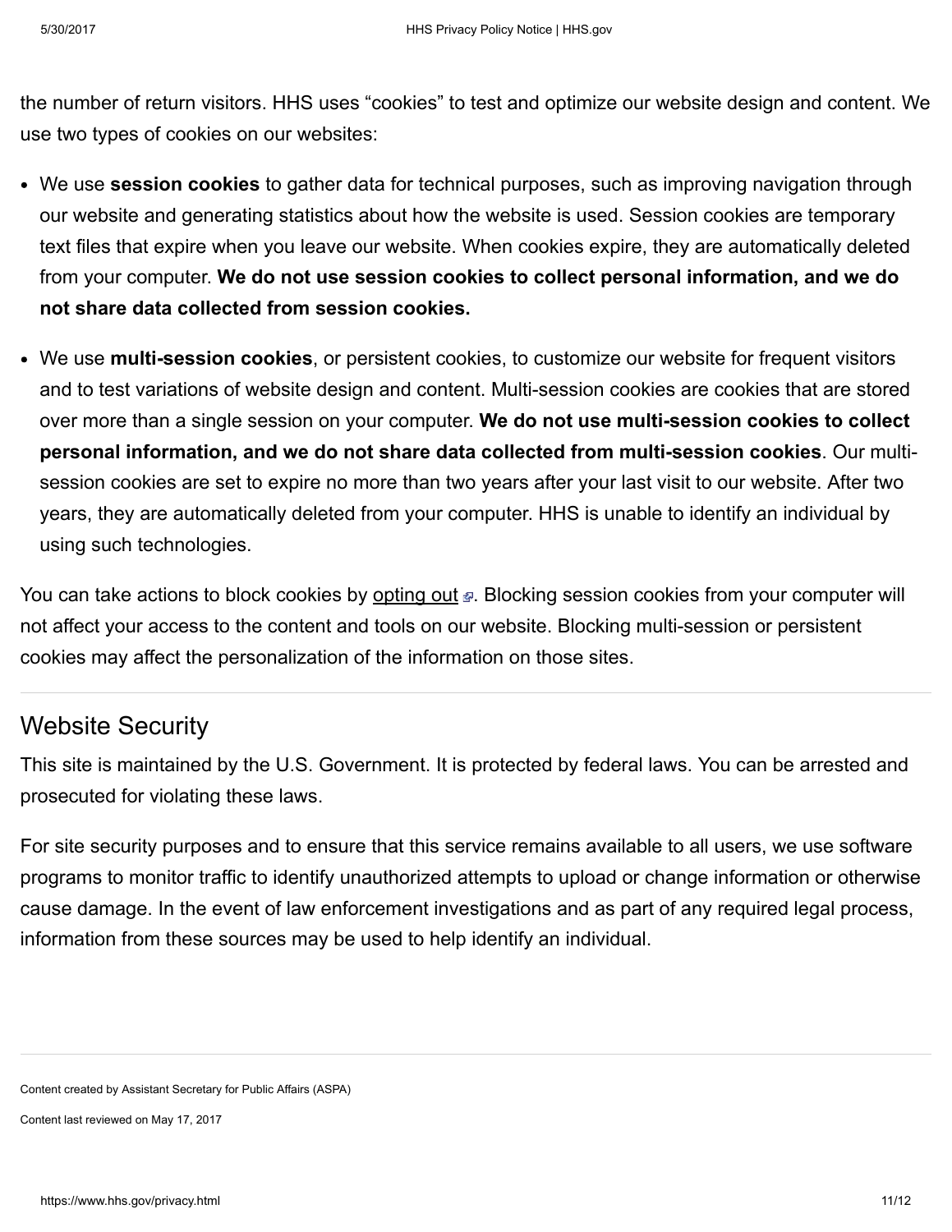the number of return visitors. HHS uses “cookies” to test and optimize our website design and content. We use two types of cookies on our websites:

- We use **session cookies** to gather data for technical purposes, such as improving navigation through our website and generating statistics about how the website is used. Session cookies are temporary text files that expire when you leave our website. When cookies expire, they are automatically deleted from your computer. **We do not use session cookies to collect personal information, and we do not share data collected from session cookies.**
- We use **multi-session cookies**, or persistent cookies, to customize our website for frequent visitors and to test variations of website design and content. Multi-session cookies are cookies that are stored over more than a single session on your computer. **We do not use multi-session cookies to collect personal information, and we do not share data collected from multi-session cookies**. Our multi-session cookies are set to expire no more than two years after your last visit to our website. After two years, they are automatically deleted from your computer. HHS is unable to identify an individual by using such technologies.

You can take actions to block cookies by opting out. Blocking session cookies from your computer will not affect your access to the content and tools on our website. Blocking multi-session or persistent cookies may affect the personalization of the information on those sites.

## Website Security

This site is maintained by the U.S. Government. It is protected by federal laws. You can be arrested and prosecuted for violating these laws.

For site security purposes and to ensure that this service remains available to all users, we use software programs to monitor traffic to identify unauthorized attempts to upload or change information or otherwise cause damage. In the event of law enforcement investigations and as part of any required legal process, information from these sources may be used to help identify an individual.

Content created by Assistant Secretary for Public Affairs (ASPA)

Content last reviewed on May 17, 2017